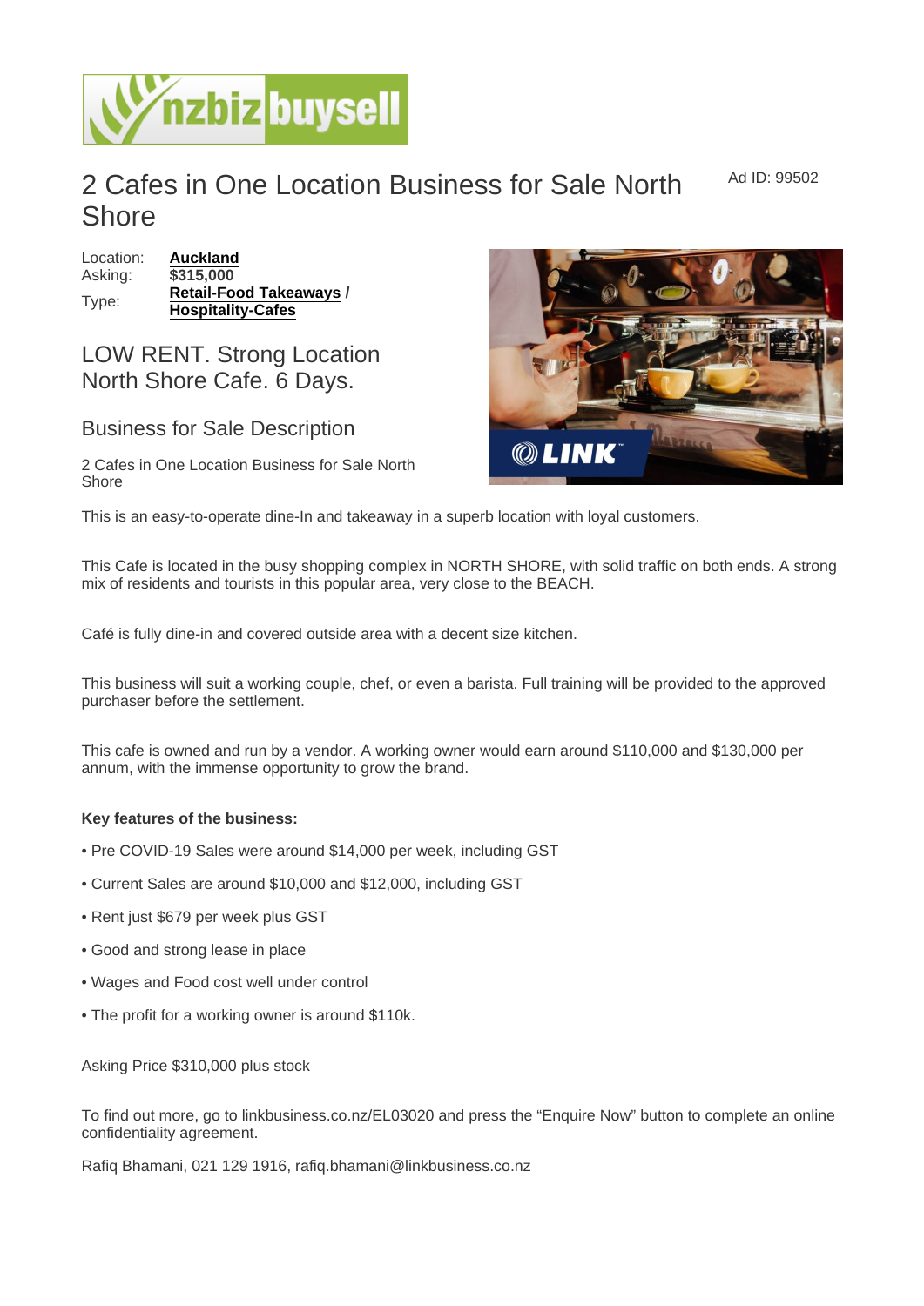# 2 Cafes in One Location Business for Sale North Shore

Ad ID: 99502

Location: **Auckland**
Asking: **$315,000**
Type: **Retail-Food Takeaways** / **Hospitality-Cafes**

## LOW RENT. Strong Location North Shore Cafe. 6 Days.

### Business for Sale Description

2 Cafes in One Location Business for Sale North Shore

This is an easy-to-operate dine-In and takeaway in a superb location with loyal customers.

This Cafe is located in the busy shopping complex in NORTH SHORE, with solid traffic on both ends. A strong mix of residents and tourists in this popular area, very close to the BEACH.

Café is fully dine-in and covered outside area with a decent size kitchen.

This business will suit a working couple, chef, or even a barista. Full training will be provided to the approved purchaser before the settlement.

This cafe is owned and run by a vendor. A working owner would earn around $110,000 and $130,000 per annum, with the immense opportunity to grow the brand.

**Key features of the business:**

- Pre COVID-19 Sales were around $14,000 per week, including GST
- Current Sales are around $10,000 and $12,000, including GST
- Rent just $679 per week plus GST
- Good and strong lease in place
- Wages and Food cost well under control
- The profit for a working owner is around $110k.

Asking Price $310,000 plus stock

To find out more, go to linkbusiness.co.nz/EL03020 and press the "Enquire Now" button to complete an online confidentiality agreement.

Rafiq Bhamani, 021 129 1916, rafiq.bhamani@linkbusiness.co.nz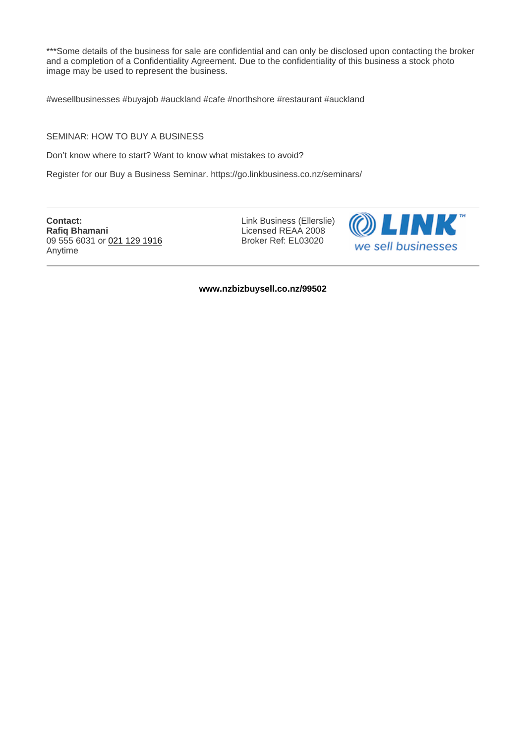***Some details of the business for sale are confidential and can only be disclosed upon contacting the broker and a completion of a Confidentiality Agreement. Due to the confidentiality of this business a stock photo image may be used to represent the business.

#wesellbusinesses #buyajob #auckland #cafe #northshore #restaurant #auckland

SEMINAR: HOW TO BUY A BUSINESS

Don’t know where to start? Want to know what mistakes to avoid?

Register for our Buy a Business Seminar. https://go.linkbusiness.co.nz/seminars/

---

**Contact:**
**Rafiq Bhamani**
09 555 6031 or 021 129 1916
Anytime

Link Business (Ellerslie)
Licensed REAA 2008
Broker Ref: EL03020

LINK™
we sell businesses

---

**www.nzbizbuysell.co.nz/99502**